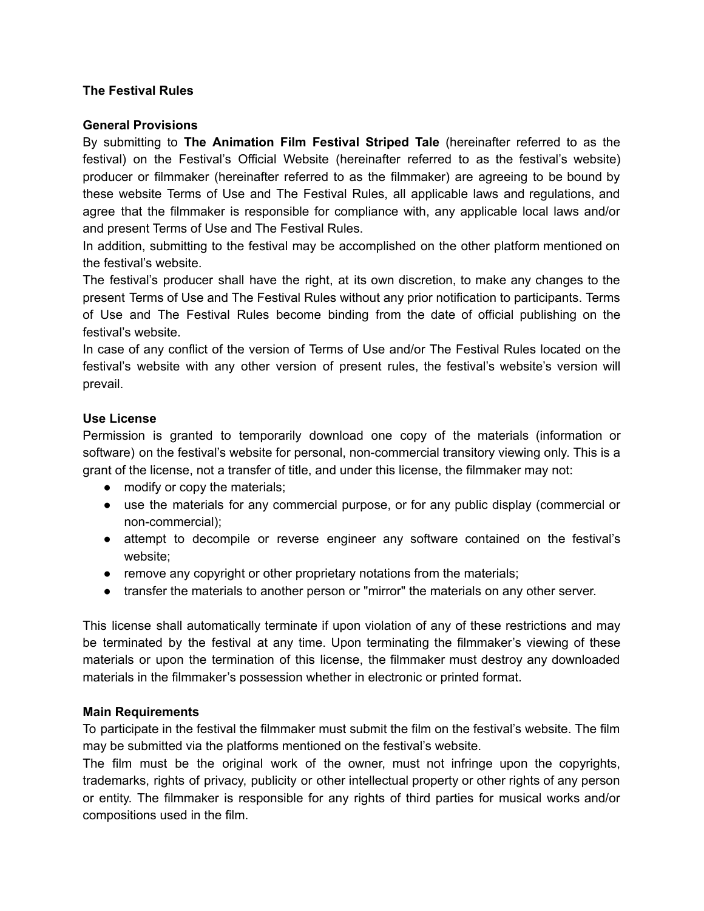**The Festival Rules**

**General Provisions**

By submitting to **The Animation Film Festival Striped Tale** (hereinafter referred to as the festival) on the Festival's Official Website (hereinafter referred to as the festival's website) producer or filmmaker (hereinafter referred to as the filmmaker) are agreeing to be bound by these website Terms of Use and The Festival Rules, all applicable laws and regulations, and agree that the filmmaker is responsible for compliance with, any applicable local laws and/or and present Terms of Use and The Festival Rules.

In addition, submitting to the festival may be accomplished on the other platform mentioned on the festival's website.

The festival's producer shall have the right, at its own discretion, to make any changes to the present Terms of Use and The Festival Rules without any prior notification to participants. Terms of Use and The Festival Rules become binding from the date of official publishing on the festival's website.

In case of any conflict of the version of Terms of Use and/or The Festival Rules located on the festival's website with any other version of present rules, the festival's website's version will prevail.

**Use License**

Permission is granted to temporarily download one copy of the materials (information or software) on the festival's website for personal, non-commercial transitory viewing only. This is a grant of the license, not a transfer of title, and under this license, the filmmaker may not:

- modify or copy the materials;
- use the materials for any commercial purpose, or for any public display (commercial or non-commercial);
- attempt to decompile or reverse engineer any software contained on the festival's website;
- remove any copyright or other proprietary notations from the materials;
- transfer the materials to another person or "mirror" the materials on any other server.

This license shall automatically terminate if upon violation of any of these restrictions and may be terminated by the festival at any time. Upon terminating the filmmaker's viewing of these materials or upon the termination of this license, the filmmaker must destroy any downloaded materials in the filmmaker's possession whether in electronic or printed format.

**Main Requirements**

To participate in the festival the filmmaker must submit the film on the festival's website. The film may be submitted via the platforms mentioned on the festival's website.

The film must be the original work of the owner, must not infringe upon the copyrights, trademarks, rights of privacy, publicity or other intellectual property or other rights of any person or entity. The filmmaker is responsible for any rights of third parties for musical works and/or compositions used in the film.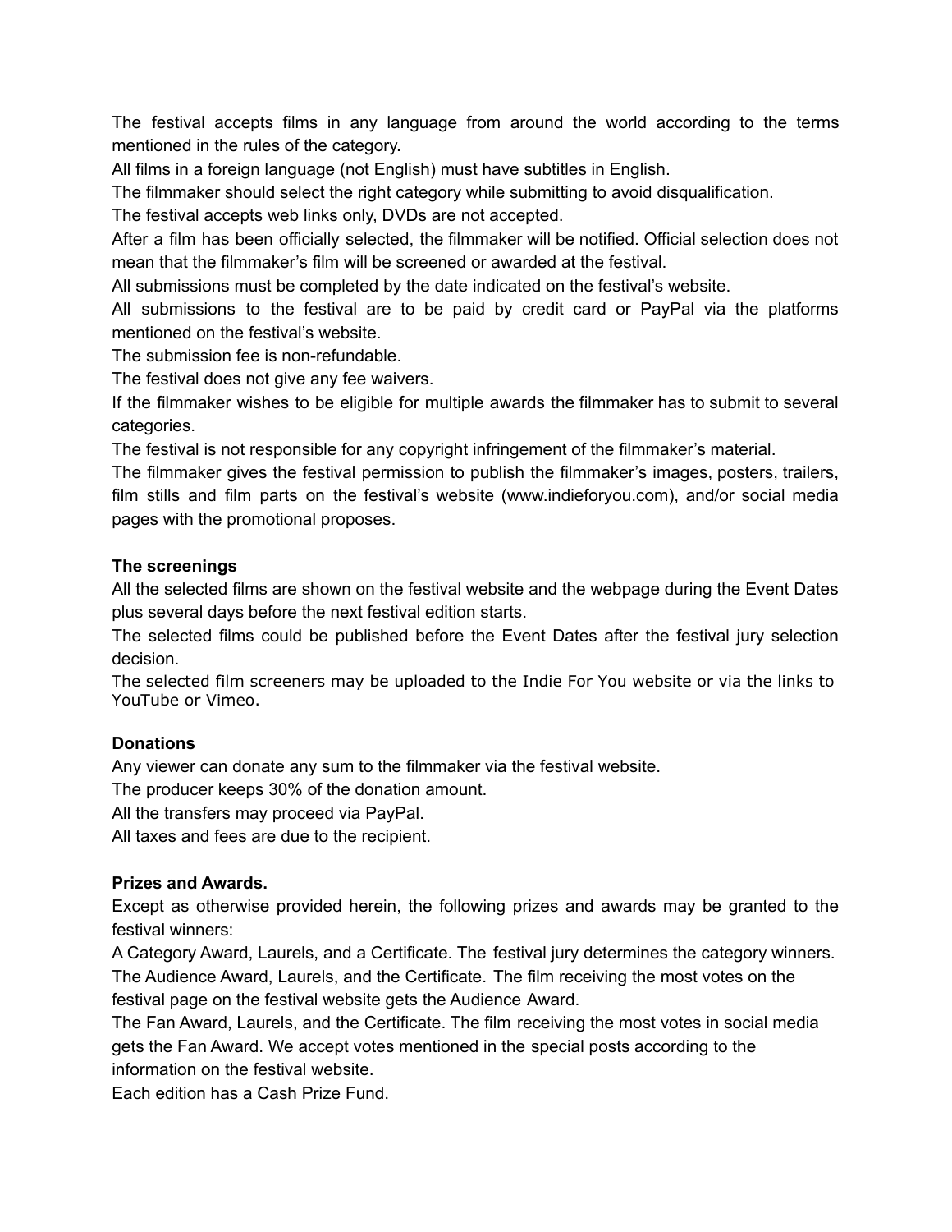The festival accepts films in any language from around the world according to the terms mentioned in the rules of the category.

All films in a foreign language (not English) must have subtitles in English.

The filmmaker should select the right category while submitting to avoid disqualification.

The festival accepts web links only, DVDs are not accepted.

After a film has been officially selected, the filmmaker will be notified. Official selection does not mean that the filmmaker's film will be screened or awarded at the festival.

All submissions must be completed by the date indicated on the festival's website.

All submissions to the festival are to be paid by credit card or PayPal via the platforms mentioned on the festival's website.

The submission fee is non-refundable.

The festival does not give any fee waivers.

If the filmmaker wishes to be eligible for multiple awards the filmmaker has to submit to several categories.

The festival is not responsible for any copyright infringement of the filmmaker's material.

The filmmaker gives the festival permission to publish the filmmaker's images, posters, trailers, film stills and film parts on the festival's website (www.indieforyou.com), and/or social media pages with the promotional proposes.

**The screenings**

All the selected films are shown on the festival website and the webpage during the Event Dates plus several days before the next festival edition starts.

The selected films could be published before the Event Dates after the festival jury selection decision.

The selected film screeners may be uploaded to the Indie For You website or via the links to YouTube or Vimeo.

**Donations**

Any viewer can donate any sum to the filmmaker via the festival website.

The producer keeps 30% of the donation amount.

All the transfers may proceed via PayPal.

All taxes and fees are due to the recipient.

**Prizes and Awards.**

Except as otherwise provided herein, the following prizes and awards may be granted to the festival winners:

A Category Award, Laurels, and a Certificate. The festival jury determines the category winners.

The Audience Award, Laurels, and the Certificate. The film receiving the most votes on the festival page on the festival website gets the Audience Award.

The Fan Award, Laurels, and the Certificate. The film receiving the most votes in social media gets the Fan Award. We accept votes mentioned in the special posts according to the information on the festival website.

Each edition has a Cash Prize Fund.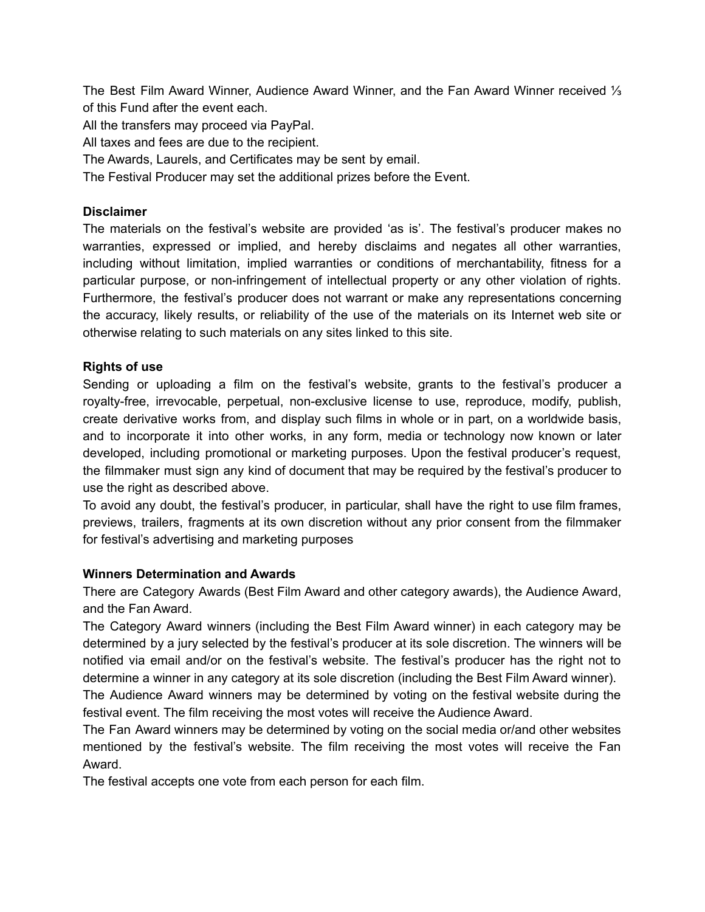The Best Film Award Winner, Audience Award Winner, and the Fan Award Winner received ⅓ of this Fund after the event each.

All the transfers may proceed via PayPal.

All taxes and fees are due to the recipient.

The Awards, Laurels, and Certificates may be sent by email.

The Festival Producer may set the additional prizes before the Event.

**Disclaimer**

The materials on the festival's website are provided 'as is'. The festival's producer makes no warranties, expressed or implied, and hereby disclaims and negates all other warranties, including without limitation, implied warranties or conditions of merchantability, fitness for a particular purpose, or non-infringement of intellectual property or any other violation of rights. Furthermore, the festival's producer does not warrant or make any representations concerning the accuracy, likely results, or reliability of the use of the materials on its Internet web site or otherwise relating to such materials on any sites linked to this site.

**Rights of use**

Sending or uploading a film on the festival's website, grants to the festival's producer a royalty-free, irrevocable, perpetual, non-exclusive license to use, reproduce, modify, publish, create derivative works from, and display such films in whole or in part, on a worldwide basis, and to incorporate it into other works, in any form, media or technology now known or later developed, including promotional or marketing purposes. Upon the festival producer's request, the filmmaker must sign any kind of document that may be required by the festival's producer to use the right as described above.

To avoid any doubt, the festival's producer, in particular, shall have the right to use film frames, previews, trailers, fragments at its own discretion without any prior consent from the filmmaker for festival's advertising and marketing purposes

**Winners Determination and Awards**

There are Category Awards (Best Film Award and other category awards), the Audience Award, and the Fan Award.

The Category Award winners (including the Best Film Award winner) in each category may be determined by a jury selected by the festival's producer at its sole discretion. The winners will be notified via email and/or on the festival's website. The festival's producer has the right not to determine a winner in any category at its sole discretion (including the Best Film Award winner).

The Audience Award winners may be determined by voting on the festival website during the festival event. The film receiving the most votes will receive the Audience Award.

The Fan Award winners may be determined by voting on the social media or/and other websites mentioned by the festival's website. The film receiving the most votes will receive the Fan Award.

The festival accepts one vote from each person for each film.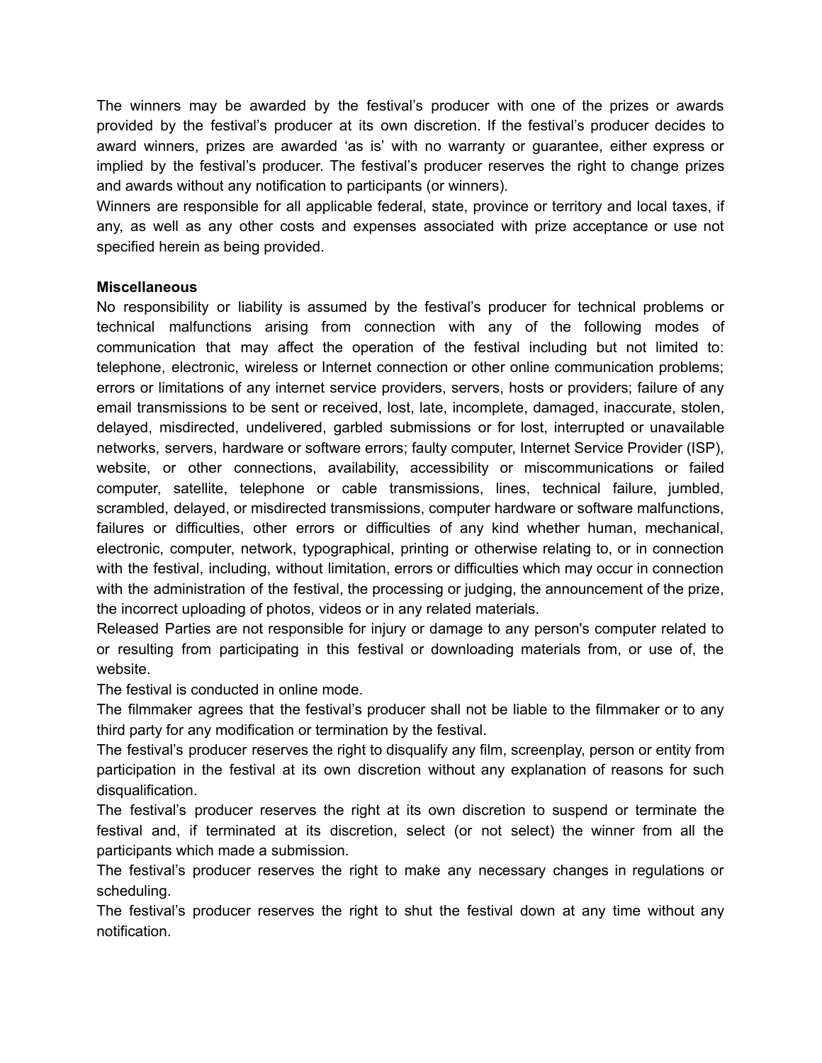The winners may be awarded by the festival's producer with one of the prizes or awards provided by the festival's producer at its own discretion. If the festival's producer decides to award winners, prizes are awarded 'as is' with no warranty or guarantee, either express or implied by the festival's producer. The festival's producer reserves the right to change prizes and awards without any notification to participants (or winners).

Winners are responsible for all applicable federal, state, province or territory and local taxes, if any, as well as any other costs and expenses associated with prize acceptance or use not specified herein as being provided.

**Miscellaneous**

No responsibility or liability is assumed by the festival's producer for technical problems or technical malfunctions arising from connection with any of the following modes of communication that may affect the operation of the festival including but not limited to: telephone, electronic, wireless or Internet connection or other online communication problems; errors or limitations of any internet service providers, servers, hosts or providers; failure of any email transmissions to be sent or received, lost, late, incomplete, damaged, inaccurate, stolen, delayed, misdirected, undelivered, garbled submissions or for lost, interrupted or unavailable networks, servers, hardware or software errors; faulty computer, Internet Service Provider (ISP), website, or other connections, availability, accessibility or miscommunications or failed computer, satellite, telephone or cable transmissions, lines, technical failure, jumbled, scrambled, delayed, or misdirected transmissions, computer hardware or software malfunctions, failures or difficulties, other errors or difficulties of any kind whether human, mechanical, electronic, computer, network, typographical, printing or otherwise relating to, or in connection with the festival, including, without limitation, errors or difficulties which may occur in connection with the administration of the festival, the processing or judging, the announcement of the prize, the incorrect uploading of photos, videos or in any related materials.

Released Parties are not responsible for injury or damage to any person's computer related to or resulting from participating in this festival or downloading materials from, or use of, the website.

The festival is conducted in online mode.

The filmmaker agrees that the festival's producer shall not be liable to the filmmaker or to any third party for any modification or termination by the festival.

The festival's producer reserves the right to disqualify any film, screenplay, person or entity from participation in the festival at its own discretion without any explanation of reasons for such disqualification.

The festival's producer reserves the right at its own discretion to suspend or terminate the festival and, if terminated at its discretion, select (or not select) the winner from all the participants which made a submission.

The festival's producer reserves the right to make any necessary changes in regulations or scheduling.

The festival's producer reserves the right to shut the festival down at any time without any notification.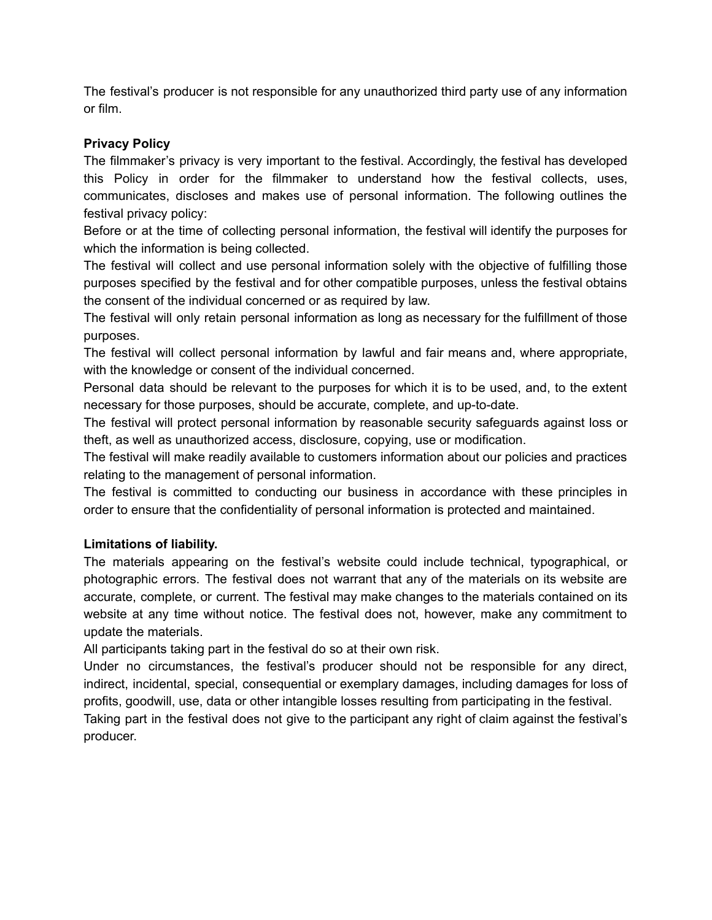The festival's producer is not responsible for any unauthorized third party use of any information or film.

**Privacy Policy**

The filmmaker's privacy is very important to the festival. Accordingly, the festival has developed this Policy in order for the filmmaker to understand how the festival collects, uses, communicates, discloses and makes use of personal information. The following outlines the festival privacy policy:

Before or at the time of collecting personal information, the festival will identify the purposes for which the information is being collected.

The festival will collect and use personal information solely with the objective of fulfilling those purposes specified by the festival and for other compatible purposes, unless the festival obtains the consent of the individual concerned or as required by law.

The festival will only retain personal information as long as necessary for the fulfillment of those purposes.

The festival will collect personal information by lawful and fair means and, where appropriate, with the knowledge or consent of the individual concerned.

Personal data should be relevant to the purposes for which it is to be used, and, to the extent necessary for those purposes, should be accurate, complete, and up-to-date.

The festival will protect personal information by reasonable security safeguards against loss or theft, as well as unauthorized access, disclosure, copying, use or modification.

The festival will make readily available to customers information about our policies and practices relating to the management of personal information.

The festival is committed to conducting our business in accordance with these principles in order to ensure that the confidentiality of personal information is protected and maintained.

**Limitations of liability.**

The materials appearing on the festival's website could include technical, typographical, or photographic errors. The festival does not warrant that any of the materials on its website are accurate, complete, or current. The festival may make changes to the materials contained on its website at any time without notice. The festival does not, however, make any commitment to update the materials.

All participants taking part in the festival do so at their own risk.

Under no circumstances, the festival's producer should not be responsible for any direct, indirect, incidental, special, consequential or exemplary damages, including damages for loss of profits, goodwill, use, data or other intangible losses resulting from participating in the festival.

Taking part in the festival does not give to the participant any right of claim against the festival's producer.